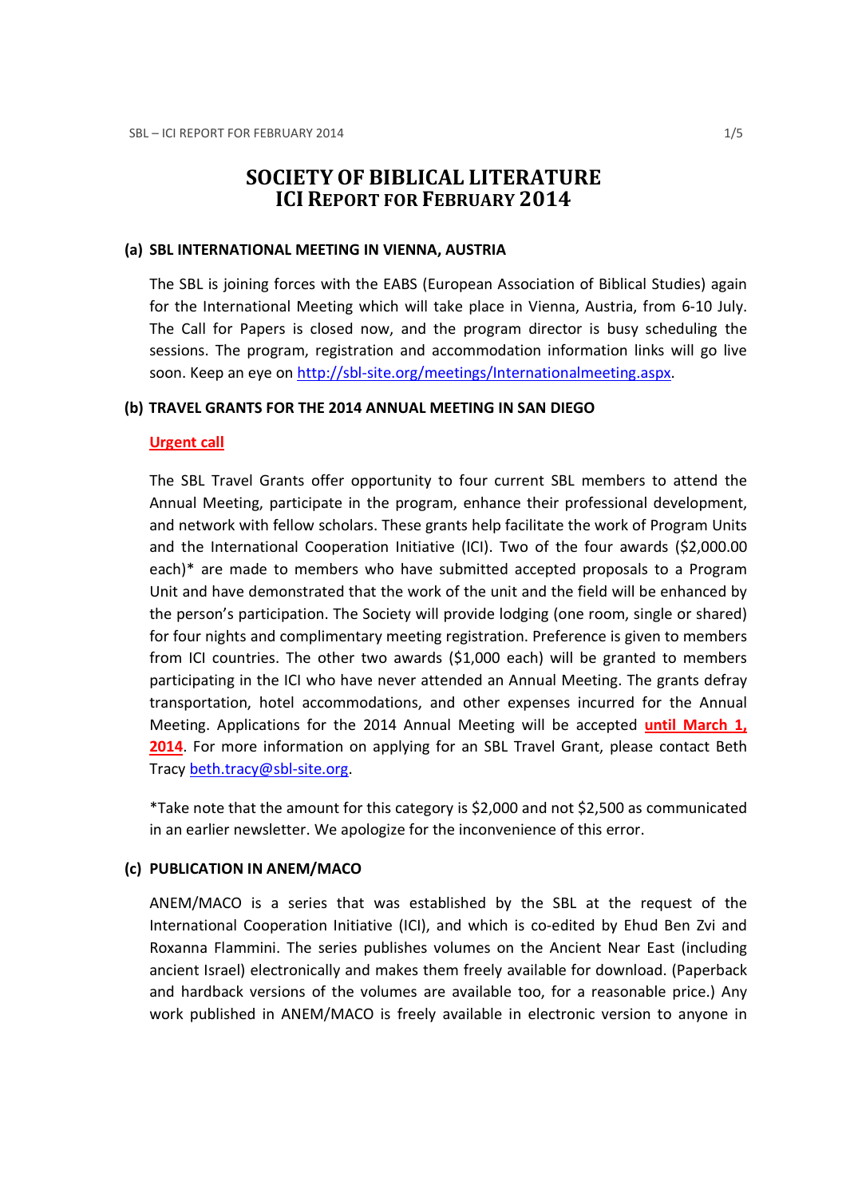# SOCIETY OF BIBLICAL LITERATURE
## ICI REPORT FOR FEBRUARY 2014

### (a) SBL INTERNATIONAL MEETING IN VIENNA, AUSTRIA

The SBL is joining forces with the EABS (European Association of Biblical Studies) again for the International Meeting which will take place in Vienna, Austria, from 6-10 July. The Call for Papers is closed now, and the program director is busy scheduling the sessions. The program, registration and accommodation information links will go live soon. Keep an eye on http://sbl-site.org/meetings/Internationalmeeting.aspx.

### (b) TRAVEL GRANTS FOR THE 2014 ANNUAL MEETING IN SAN DIEGO

**Urgent call**

The SBL Travel Grants offer opportunity to four current SBL members to attend the Annual Meeting, participate in the program, enhance their professional development, and network with fellow scholars. These grants help facilitate the work of Program Units and the International Cooperation Initiative (ICI). Two of the four awards ($2,000.00 each)* are made to members who have submitted accepted proposals to a Program Unit and have demonstrated that the work of the unit and the field will be enhanced by the person's participation. The Society will provide lodging (one room, single or shared) for four nights and complimentary meeting registration. Preference is given to members from ICI countries. The other two awards ($1,000 each) will be granted to members participating in the ICI who have never attended an Annual Meeting. The grants defray transportation, hotel accommodations, and other expenses incurred for the Annual Meeting. Applications for the 2014 Annual Meeting will be accepted **until March 1, 2014**. For more information on applying for an SBL Travel Grant, please contact Beth Tracy beth.tracy@sbl-site.org.

*Take note that the amount for this category is $2,000 and not $2,500 as communicated in an earlier newsletter. We apologize for the inconvenience of this error.

### (c) PUBLICATION IN ANEM/MACO

ANEM/MACO is a series that was established by the SBL at the request of the International Cooperation Initiative (ICI), and which is co-edited by Ehud Ben Zvi and Roxanna Flammini. The series publishes volumes on the Ancient Near East (including ancient Israel) electronically and makes them freely available for download. (Paperback and hardback versions of the volumes are available too, for a reasonable price.) Any work published in ANEM/MACO is freely available in electronic version to anyone in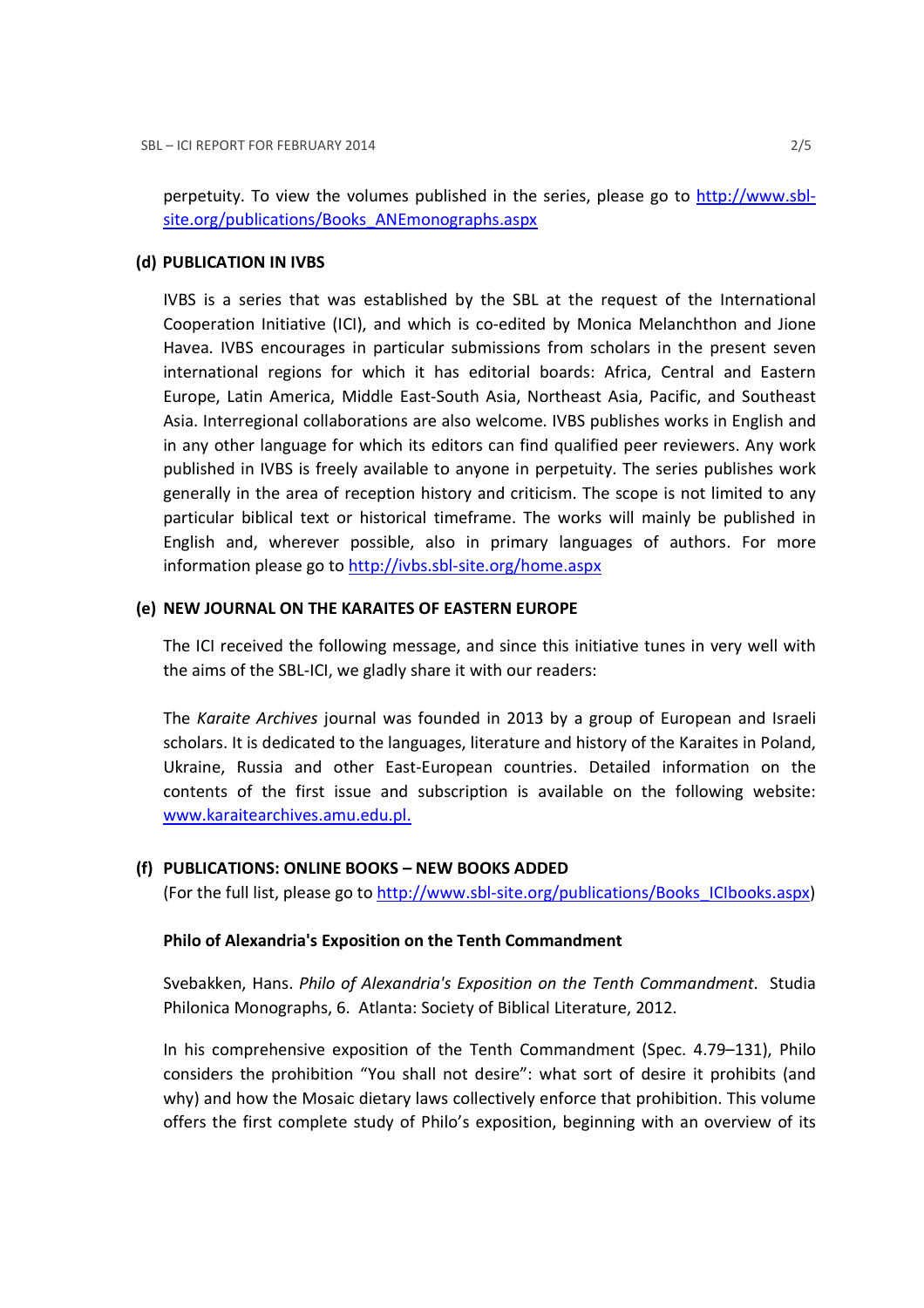perpetuity. To view the volumes published in the series, please go to http://www.sbl-site.org/publications/Books_ANEmonographs.aspx

### (d) PUBLICATION IN IVBS

IVBS is a series that was established by the SBL at the request of the International Cooperation Initiative (ICI), and which is co-edited by Monica Melanchthon and Jione Havea. IVBS encourages in particular submissions from scholars in the present seven international regions for which it has editorial boards: Africa, Central and Eastern Europe, Latin America, Middle East-South Asia, Northeast Asia, Pacific, and Southeast Asia. Interregional collaborations are also welcome. IVBS publishes works in English and in any other language for which its editors can find qualified peer reviewers. Any work published in IVBS is freely available to anyone in perpetuity. The series publishes work generally in the area of reception history and criticism. The scope is not limited to any particular biblical text or historical timeframe. The works will mainly be published in English and, wherever possible, also in primary languages of authors. For more information please go to http://ivbs.sbl-site.org/home.aspx

### (e) NEW JOURNAL ON THE KARAITES OF EASTERN EUROPE

The ICI received the following message, and since this initiative tunes in very well with the aims of the SBL-ICI, we gladly share it with our readers:

The *Karaite Archives* journal was founded in 2013 by a group of European and Israeli scholars. It is dedicated to the languages, literature and history of the Karaites in Poland, Ukraine, Russia and other East-European countries. Detailed information on the contents of the first issue and subscription is available on the following website: www.karaitearchives.amu.edu.pl.

### (f) PUBLICATIONS: ONLINE BOOKS – NEW BOOKS ADDED

(For the full list, please go to http://www.sbl-site.org/publications/Books_ICIbooks.aspx)

**Philo of Alexandria's Exposition on the Tenth Commandment**

Svebakken, Hans. *Philo of Alexandria's Exposition on the Tenth Commandment*. Studia Philonica Monographs, 6. Atlanta: Society of Biblical Literature, 2012.

In his comprehensive exposition of the Tenth Commandment (Spec. 4.79–131), Philo considers the prohibition "You shall not desire": what sort of desire it prohibits (and why) and how the Mosaic dietary laws collectively enforce that prohibition. This volume offers the first complete study of Philo's exposition, beginning with an overview of its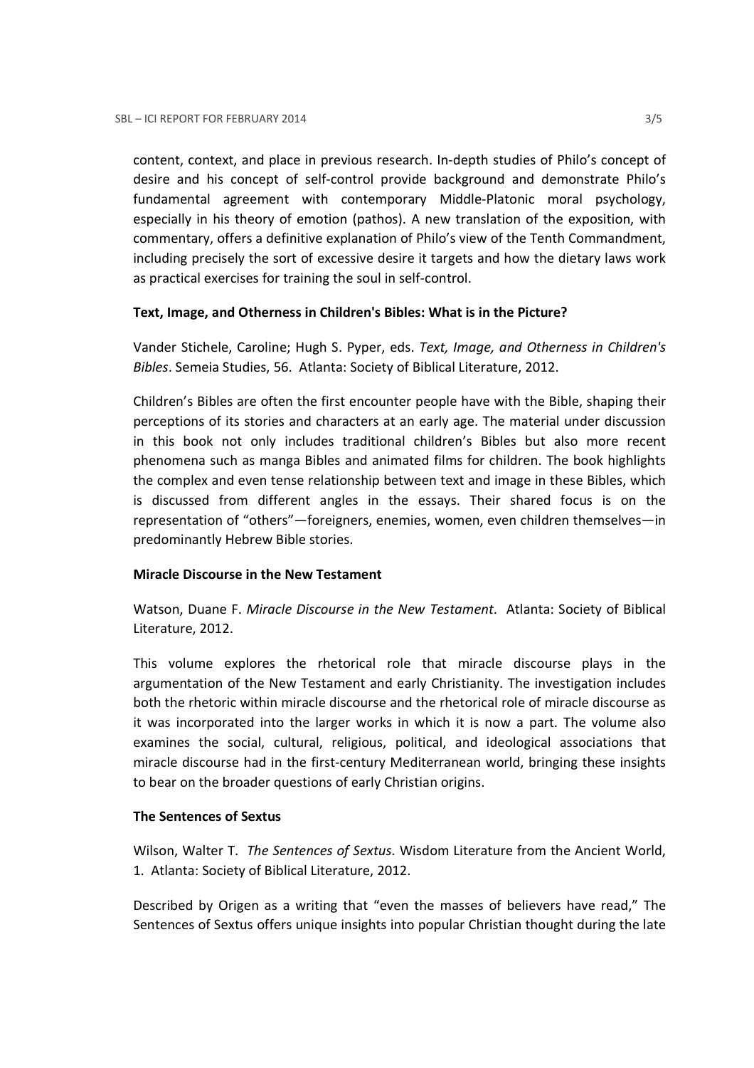content, context, and place in previous research. In-depth studies of Philo's concept of desire and his concept of self-control provide background and demonstrate Philo's fundamental agreement with contemporary Middle-Platonic moral psychology, especially in his theory of emotion (pathos). A new translation of the exposition, with commentary, offers a definitive explanation of Philo's view of the Tenth Commandment, including precisely the sort of excessive desire it targets and how the dietary laws work as practical exercises for training the soul in self-control.

**Text, Image, and Otherness in Children's Bibles: What is in the Picture?**

Vander Stichele, Caroline; Hugh S. Pyper, eds. *Text, Image, and Otherness in Children's Bibles*. Semeia Studies, 56. Atlanta: Society of Biblical Literature, 2012.

Children's Bibles are often the first encounter people have with the Bible, shaping their perceptions of its stories and characters at an early age. The material under discussion in this book not only includes traditional children's Bibles but also more recent phenomena such as manga Bibles and animated films for children. The book highlights the complex and even tense relationship between text and image in these Bibles, which is discussed from different angles in the essays. Their shared focus is on the representation of "others"—foreigners, enemies, women, even children themselves—in predominantly Hebrew Bible stories.

**Miracle Discourse in the New Testament**

Watson, Duane F. *Miracle Discourse in the New Testament*. Atlanta: Society of Biblical Literature, 2012.

This volume explores the rhetorical role that miracle discourse plays in the argumentation of the New Testament and early Christianity. The investigation includes both the rhetoric within miracle discourse and the rhetorical role of miracle discourse as it was incorporated into the larger works in which it is now a part. The volume also examines the social, cultural, religious, political, and ideological associations that miracle discourse had in the first-century Mediterranean world, bringing these insights to bear on the broader questions of early Christian origins.

**The Sentences of Sextus**

Wilson, Walter T. *The Sentences of Sextus*. Wisdom Literature from the Ancient World, 1. Atlanta: Society of Biblical Literature, 2012.

Described by Origen as a writing that "even the masses of believers have read," The Sentences of Sextus offers unique insights into popular Christian thought during the late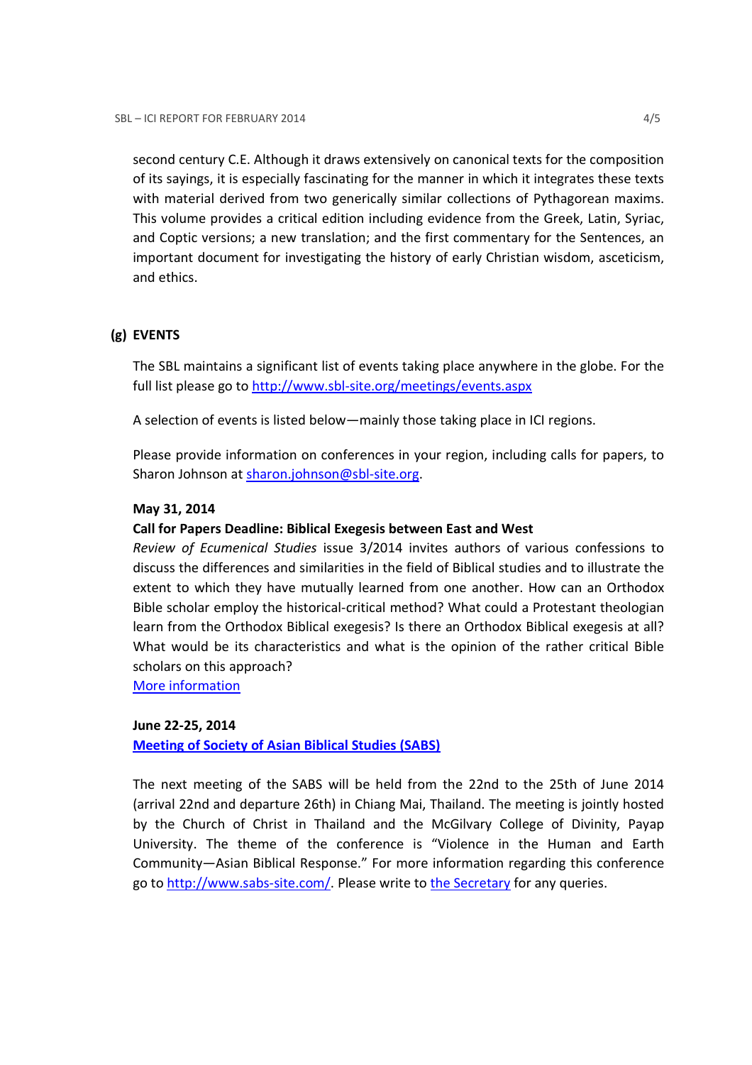second century C.E. Although it draws extensively on canonical texts for the composition of its sayings, it is especially fascinating for the manner in which it integrates these texts with material derived from two generically similar collections of Pythagorean maxims. This volume provides a critical edition including evidence from the Greek, Latin, Syriac, and Coptic versions; a new translation; and the first commentary for the Sentences, an important document for investigating the history of early Christian wisdom, asceticism, and ethics.

## (g) EVENTS

The SBL maintains a significant list of events taking place anywhere in the globe. For the full list please go to http://www.sbl-site.org/meetings/events.aspx

A selection of events is listed below—mainly those taking place in ICI regions.

Please provide information on conferences in your region, including calls for papers, to Sharon Johnson at sharon.johnson@sbl-site.org.

**May 31, 2014**

**Call for Papers Deadline: Biblical Exegesis between East and West**

*Review of Ecumenical Studies* issue 3/2014 invites authors of various confessions to discuss the differences and similarities in the field of Biblical studies and to illustrate the extent to which they have mutually learned from one another. How can an Orthodox Bible scholar employ the historical-critical method? What could a Protestant theologian learn from the Orthodox Biblical exegesis? Is there an Orthodox Biblical exegesis at all? What would be its characteristics and what is the opinion of the rather critical Bible scholars on this approach?

More information

**June 22-25, 2014**

**Meeting of Society of Asian Biblical Studies (SABS)**

The next meeting of the SABS will be held from the 22nd to the 25th of June 2014 (arrival 22nd and departure 26th) in Chiang Mai, Thailand. The meeting is jointly hosted by the Church of Christ in Thailand and the McGilvary College of Divinity, Payap University. The theme of the conference is "Violence in the Human and Earth Community—Asian Biblical Response." For more information regarding this conference go to http://www.sabs-site.com/. Please write to the Secretary for any queries.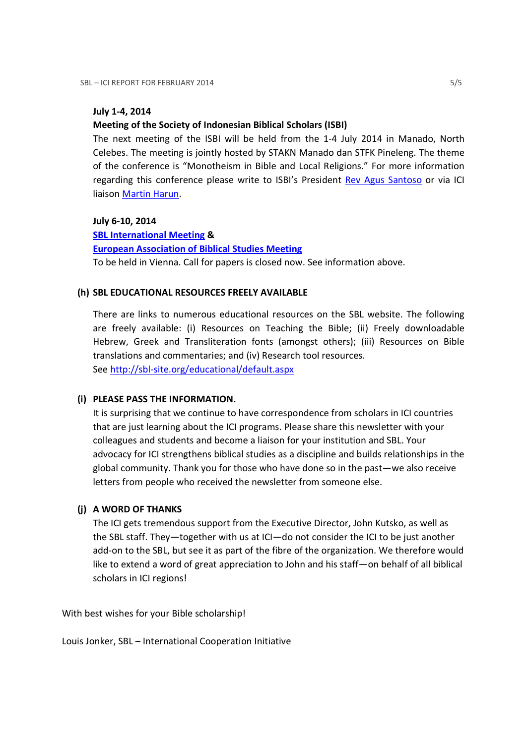**July 1-4, 2014**

**Meeting of the Society of Indonesian Biblical Scholars (ISBI)**

The next meeting of the ISBI will be held from the 1-4 July 2014 in Manado, North Celebes. The meeting is jointly hosted by STAKN Manado dan STFK Pineleng. The theme of the conference is "Monotheism in Bible and Local Religions." For more information regarding this conference please write to ISBI's President Rev Agus Santoso or via ICI liaison Martin Harun.

**July 6-10, 2014**

**SBL International Meeting &**

**European Association of Biblical Studies Meeting**

To be held in Vienna. Call for papers is closed now. See information above.

### (h) SBL EDUCATIONAL RESOURCES FREELY AVAILABLE

There are links to numerous educational resources on the SBL website. The following are freely available: (i) Resources on Teaching the Bible; (ii) Freely downloadable Hebrew, Greek and Transliteration fonts (amongst others); (iii) Resources on Bible translations and commentaries; and (iv) Research tool resources.
See http://sbl-site.org/educational/default.aspx

### (i) PLEASE PASS THE INFORMATION.

It is surprising that we continue to have correspondence from scholars in ICI countries that are just learning about the ICI programs. Please share this newsletter with your colleagues and students and become a liaison for your institution and SBL. Your advocacy for ICI strengthens biblical studies as a discipline and builds relationships in the global community. Thank you for those who have done so in the past—we also receive letters from people who received the newsletter from someone else.

### (j) A WORD OF THANKS

The ICI gets tremendous support from the Executive Director, John Kutsko, as well as the SBL staff. They—together with us at ICI—do not consider the ICI to be just another add-on to the SBL, but see it as part of the fibre of the organization. We therefore would like to extend a word of great appreciation to John and his staff—on behalf of all biblical scholars in ICI regions!

With best wishes for your Bible scholarship!

Louis Jonker, SBL – International Cooperation Initiative